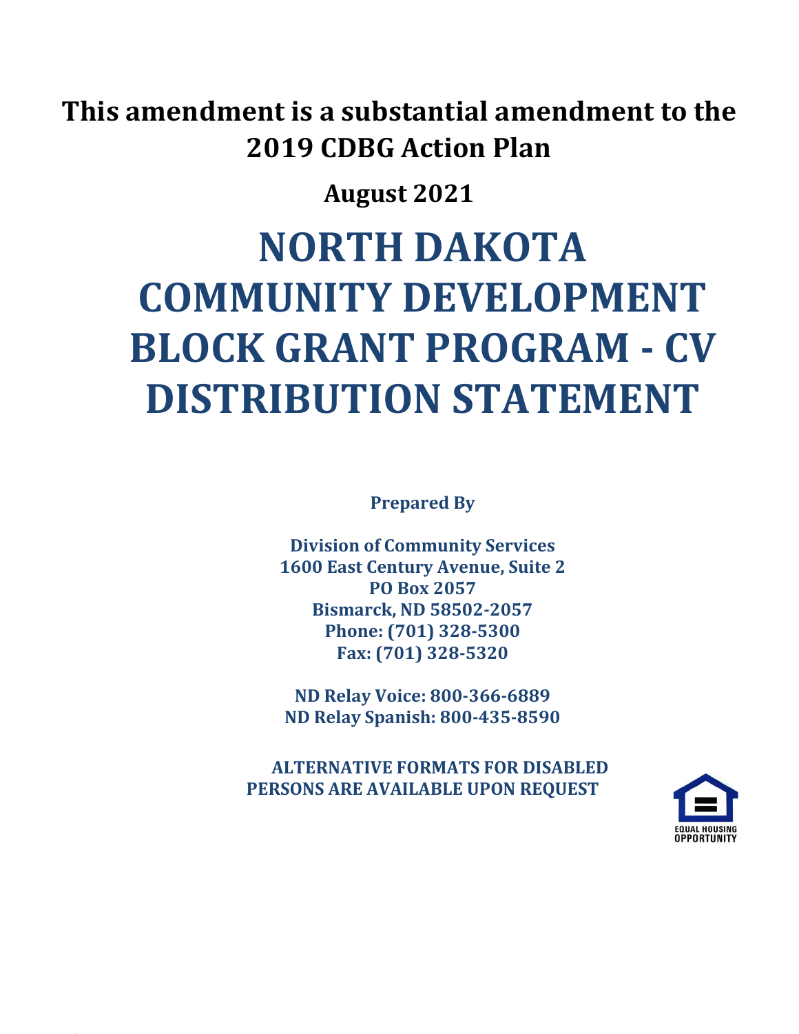**This amendment is a substantial amendment to the 2019 CDBG Action Plan**

**August 2021**

# NORTH DAKOTA COMMUNITY DEVELOPMENT BLOCK GRANT PROGRAM - CV DISTRIBUTION STATEMENT

**Prepared By**

**Division of Community Services**
**1600 East Century Avenue, Suite 2**
**PO Box 2057**
**Bismarck, ND 58502-2057**
**Phone: (701) 328-5300**
**Fax: (701) 328-5320**

**ND Relay Voice: 800-366-6889**
**ND Relay Spanish: 800-435-8590**

**ALTERNATIVE FORMATS FOR DISABLED PERSONS ARE AVAILABLE UPON REQUEST**

EQUAL HOUSING OPPORTUNITY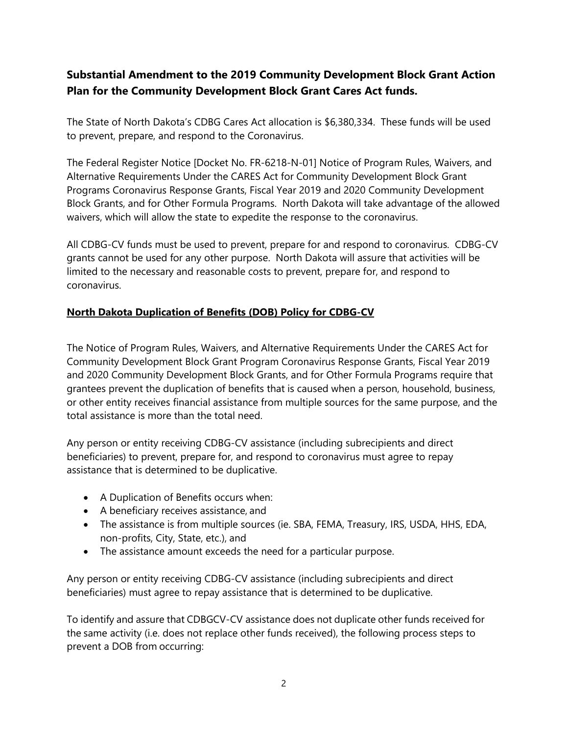## **Substantial Amendment to the 2019 Community Development Block Grant Action Plan for the Community Development Block Grant Cares Act funds.**

The State of North Dakota's CDBG Cares Act allocation is $6,380,334. These funds will be used to prevent, prepare, and respond to the Coronavirus.

The Federal Register Notice [Docket No. FR-6218-N-01] Notice of Program Rules, Waivers, and Alternative Requirements Under the CARES Act for Community Development Block Grant Programs Coronavirus Response Grants, Fiscal Year 2019 and 2020 Community Development Block Grants, and for Other Formula Programs. North Dakota will take advantage of the allowed waivers, which will allow the state to expedite the response to the coronavirus.

All CDBG-CV funds must be used to prevent, prepare for and respond to coronavirus. CDBG-CV grants cannot be used for any other purpose. North Dakota will assure that activities will be limited to the necessary and reasonable costs to prevent, prepare for, and respond to coronavirus.

**North Dakota Duplication of Benefits (DOB) Policy for CDBG-CV**

The Notice of Program Rules, Waivers, and Alternative Requirements Under the CARES Act for Community Development Block Grant Program Coronavirus Response Grants, Fiscal Year 2019 and 2020 Community Development Block Grants, and for Other Formula Programs require that grantees prevent the duplication of benefits that is caused when a person, household, business, or other entity receives financial assistance from multiple sources for the same purpose, and the total assistance is more than the total need.

Any person or entity receiving CDBG-CV assistance (including subrecipients and direct beneficiaries) to prevent, prepare for, and respond to coronavirus must agree to repay assistance that is determined to be duplicative.

- A Duplication of Benefits occurs when:
- A beneficiary receives assistance, and
- The assistance is from multiple sources (ie. SBA, FEMA, Treasury, IRS, USDA, HHS, EDA, non-profits, City, State, etc.), and
- The assistance amount exceeds the need for a particular purpose.

Any person or entity receiving CDBG-CV assistance (including subrecipients and direct beneficiaries) must agree to repay assistance that is determined to be duplicative.

To identify and assure that CDBGCV-CV assistance does not duplicate other funds received for the same activity (i.e. does not replace other funds received), the following process steps to prevent a DOB from occurring: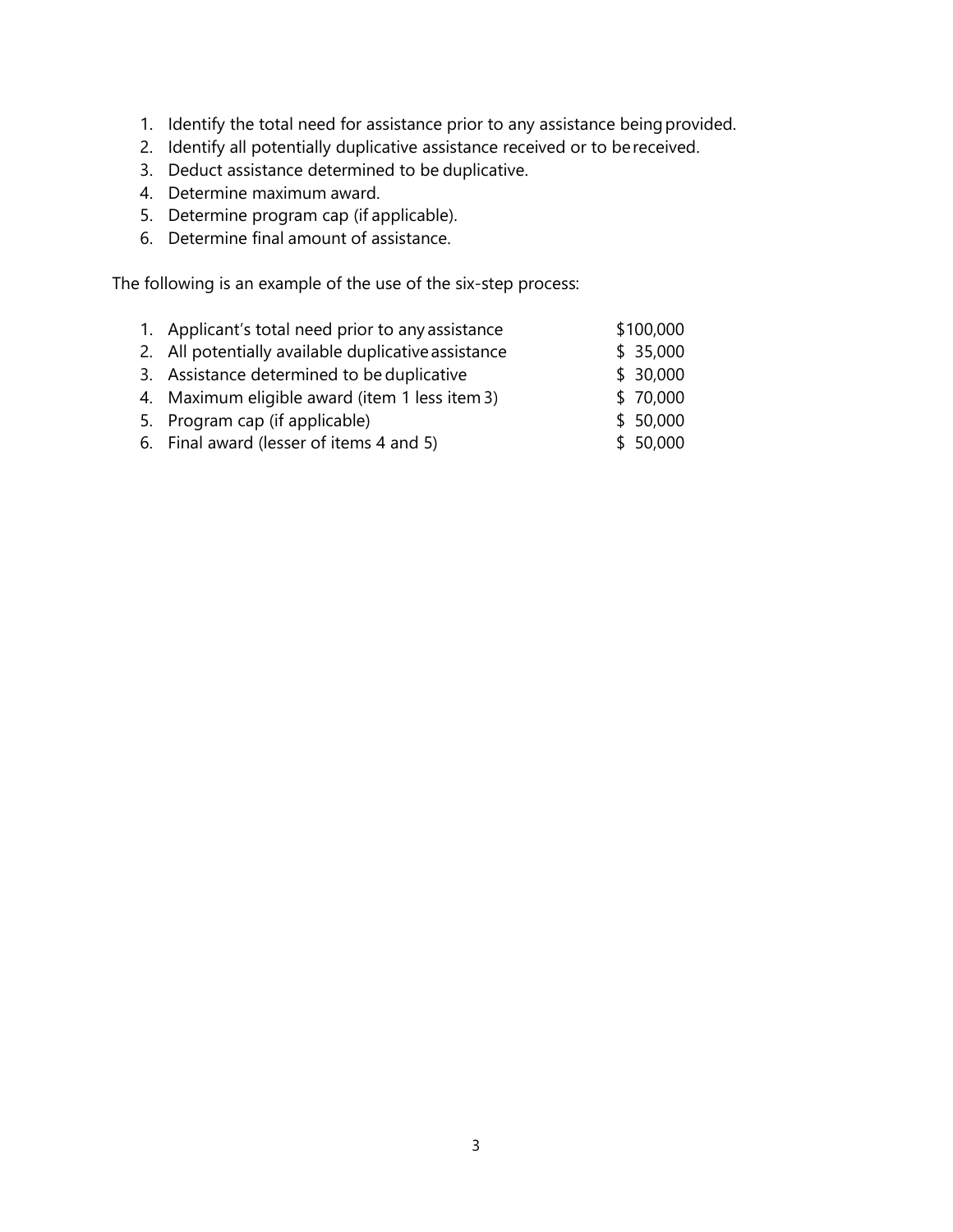1. Identify the total need for assistance prior to any assistance being provided.
2. Identify all potentially duplicative assistance received or to be received.
3. Deduct assistance determined to be duplicative.
4. Determine maximum award.
5. Determine program cap (if applicable).
6. Determine final amount of assistance.

The following is an example of the use of the six-step process:

| | |
|---|---|
| 1. Applicant's total need prior to any assistance | \$100,000 |
| 2. All potentially available duplicative assistance | \$ 35,000 |
| 3. Assistance determined to be duplicative | \$ 30,000 |
| 4. Maximum eligible award (item 1 less item 3) | \$ 70,000 |
| 5. Program cap (if applicable) | \$ 50,000 |
| 6. Final award (lesser of items 4 and 5) | \$ 50,000 |